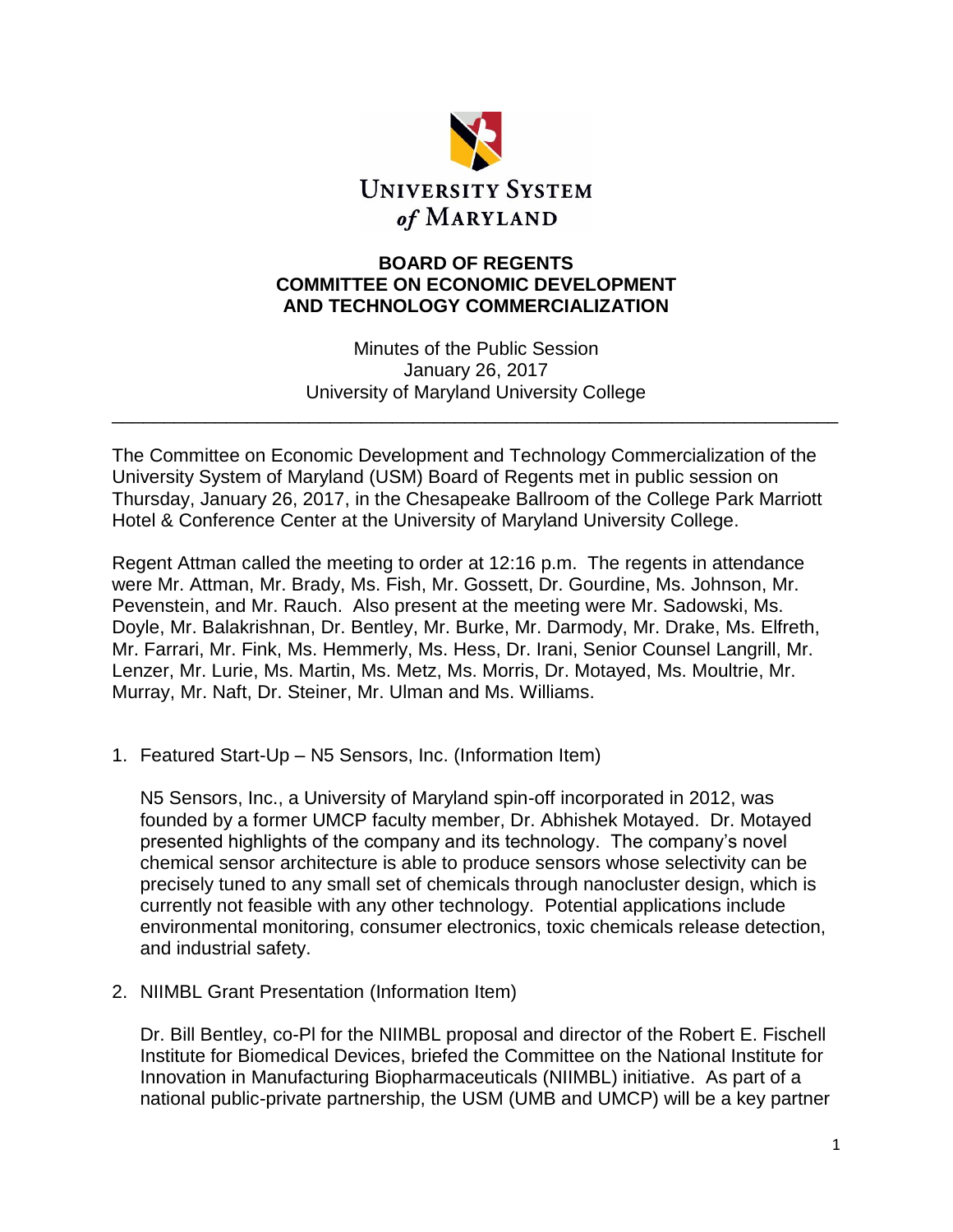**UNIVERSITY SYSTEM of MARYLAND**

# BOARD OF REGENTS
# COMMITTEE ON ECONOMIC DEVELOPMENT AND TECHNOLOGY COMMERCIALIZATION

Minutes of the Public Session
January 26, 2017
University of Maryland University College

---

The Committee on Economic Development and Technology Commercialization of the University System of Maryland (USM) Board of Regents met in public session on Thursday, January 26, 2017, in the Chesapeake Ballroom of the College Park Marriott Hotel & Conference Center at the University of Maryland University College.

Regent Attman called the meeting to order at 12:16 p.m. The regents in attendance were Mr. Attman, Mr. Brady, Ms. Fish, Mr. Gossett, Dr. Gourdine, Ms. Johnson, Mr. Pevenstein, and Mr. Rauch. Also present at the meeting were Mr. Sadowski, Ms. Doyle, Mr. Balakrishnan, Dr. Bentley, Mr. Burke, Mr. Darmody, Mr. Drake, Ms. Elfreth, Mr. Farrari, Mr. Fink, Ms. Hemmerly, Ms. Hess, Dr. Irani, Senior Counsel Langrill, Mr. Lenzer, Mr. Lurie, Ms. Martin, Ms. Metz, Ms. Morris, Dr. Motayed, Ms. Moultrie, Mr. Murray, Mr. Naft, Dr. Steiner, Mr. Ulman and Ms. Williams.

1. Featured Start-Up – N5 Sensors, Inc. (Information Item)

   N5 Sensors, Inc., a University of Maryland spin-off incorporated in 2012, was founded by a former UMCP faculty member, Dr. Abhishek Motayed. Dr. Motayed presented highlights of the company and its technology. The company's novel chemical sensor architecture is able to produce sensors whose selectivity can be precisely tuned to any small set of chemicals through nanocluster design, which is currently not feasible with any other technology. Potential applications include environmental monitoring, consumer electronics, toxic chemicals release detection, and industrial safety.

2. NIIMBL Grant Presentation (Information Item)

   Dr. Bill Bentley, co-PI for the NIIMBL proposal and director of the Robert E. Fischell Institute for Biomedical Devices, briefed the Committee on the National Institute for Innovation in Manufacturing Biopharmaceuticals (NIIMBL) initiative. As part of a national public-private partnership, the USM (UMB and UMCP) will be a key partner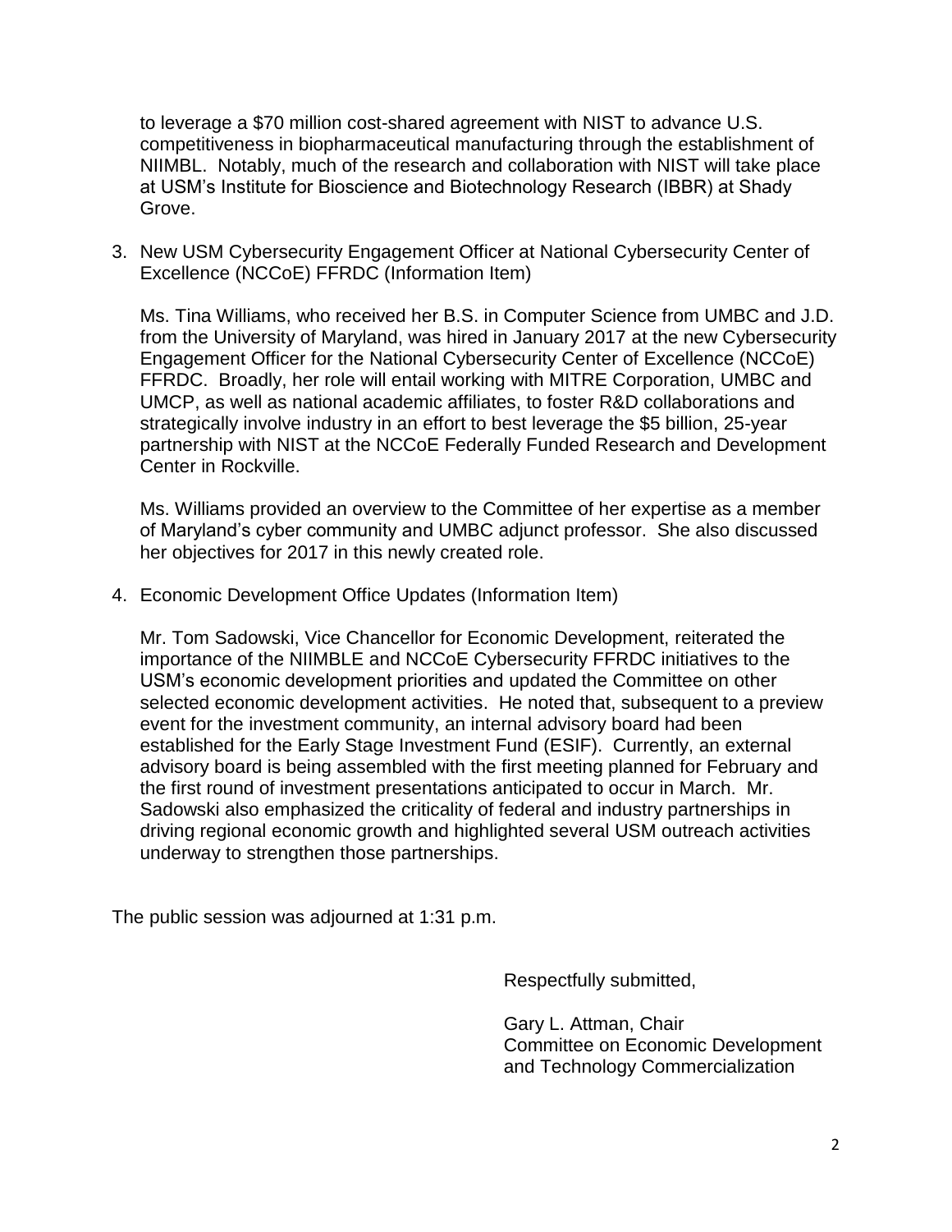to leverage a $70 million cost-shared agreement with NIST to advance U.S. competitiveness in biopharmaceutical manufacturing through the establishment of NIIMBL. Notably, much of the research and collaboration with NIST will take place at USM's Institute for Bioscience and Biotechnology Research (IBBR) at Shady Grove.

3. New USM Cybersecurity Engagement Officer at National Cybersecurity Center of Excellence (NCCoE) FFRDC (Information Item)

   Ms. Tina Williams, who received her B.S. in Computer Science from UMBC and J.D. from the University of Maryland, was hired in January 2017 at the new Cybersecurity Engagement Officer for the National Cybersecurity Center of Excellence (NCCoE) FFRDC. Broadly, her role will entail working with MITRE Corporation, UMBC and UMCP, as well as national academic affiliates, to foster R&D collaborations and strategically involve industry in an effort to best leverage the $5 billion, 25-year partnership with NIST at the NCCoE Federally Funded Research and Development Center in Rockville.

   Ms. Williams provided an overview to the Committee of her expertise as a member of Maryland's cyber community and UMBC adjunct professor. She also discussed her objectives for 2017 in this newly created role.

4. Economic Development Office Updates (Information Item)

   Mr. Tom Sadowski, Vice Chancellor for Economic Development, reiterated the importance of the NIIMBLE and NCCoE Cybersecurity FFRDC initiatives to the USM's economic development priorities and updated the Committee on other selected economic development activities. He noted that, subsequent to a preview event for the investment community, an internal advisory board had been established for the Early Stage Investment Fund (ESIF). Currently, an external advisory board is being assembled with the first meeting planned for February and the first round of investment presentations anticipated to occur in March. Mr. Sadowski also emphasized the criticality of federal and industry partnerships in driving regional economic growth and highlighted several USM outreach activities underway to strengthen those partnerships.

The public session was adjourned at 1:31 p.m.

Respectfully submitted,

Gary L. Attman, Chair
Committee on Economic Development
and Technology Commercialization